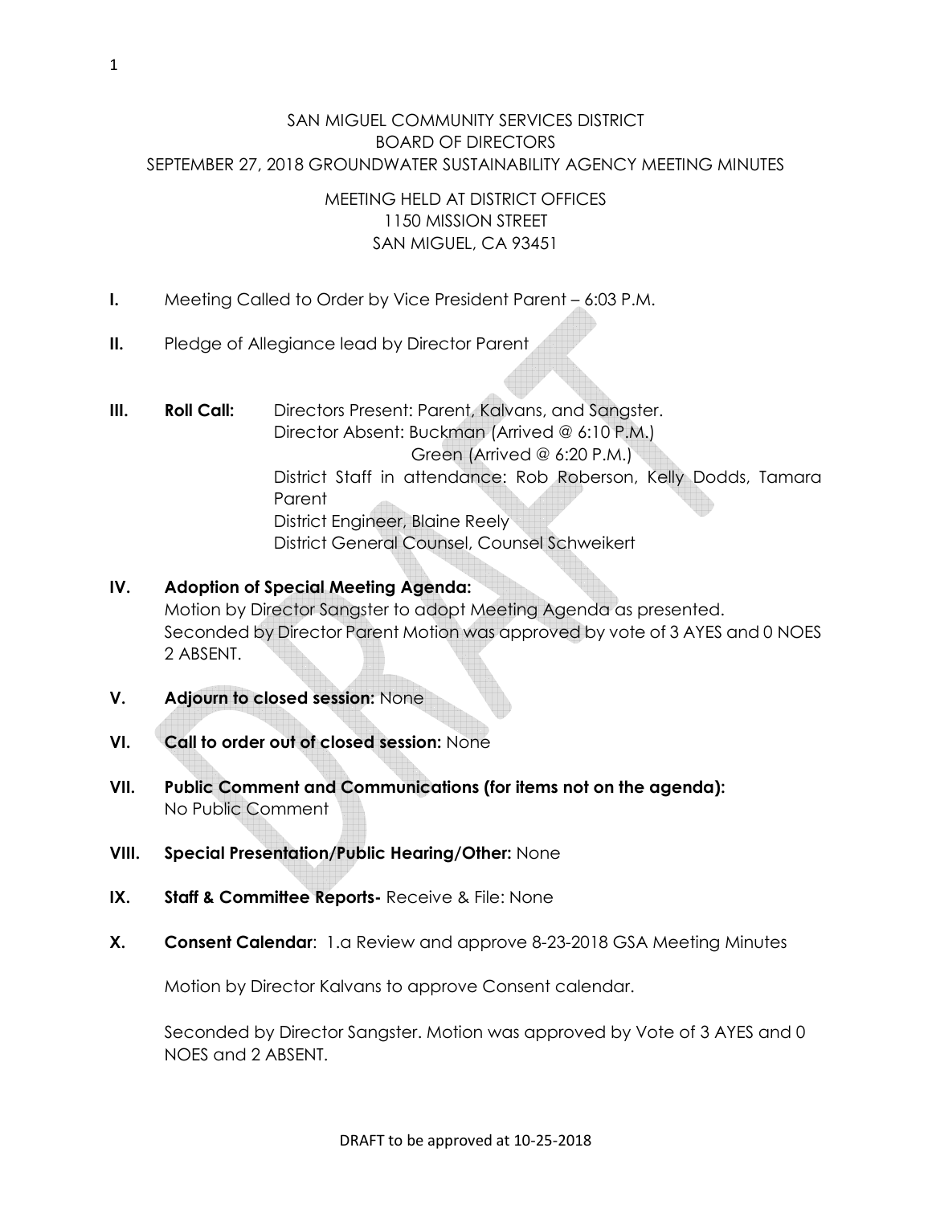SAN MIGUEL COMMUNITY SERVICES DISTRICT
BOARD OF DIRECTORS
SEPTEMBER 27, 2018 GROUNDWATER SUSTAINABILITY AGENCY MEETING MINUTES

MEETING HELD AT DISTRICT OFFICES
1150 MISSION STREET
SAN MIGUEL, CA 93451

**I.** Meeting Called to Order by Vice President Parent – 6:03 P.M.

**II.** Pledge of Allegiance lead by Director Parent

**III.** **Roll Call:** Directors Present: Parent, Kalvans, and Sangster.
Director Absent: Buckman (Arrived @ 6:10 P.M.)
Green (Arrived @ 6:20 P.M.)
District Staff in attendance: Rob Roberson, Kelly Dodds, Tamara Parent
District Engineer, Blaine Reely
District General Counsel, Counsel Schweikert

**IV.** **Adoption of Special Meeting Agenda:**
Motion by Director Sangster to adopt Meeting Agenda as presented.
Seconded by Director Parent Motion was approved by vote of 3 AYES and 0 NOES 2 ABSENT.

**V.** **Adjourn to closed session:** None

**VI.** **Call to order out of closed session:** None

**VII.** **Public Comment and Communications (for items not on the agenda):**
No Public Comment

**VIII.** **Special Presentation/Public Hearing/Other:** None

**IX.** **Staff & Committee Reports-** Receive & File: None

**X.** **Consent Calendar**: 1.a Review and approve 8-23-2018 GSA Meeting Minutes

Motion by Director Kalvans to approve Consent calendar.

Seconded by Director Sangster. Motion was approved by Vote of 3 AYES and 0 NOES and 2 ABSENT.

DRAFT to be approved at 10-25-2018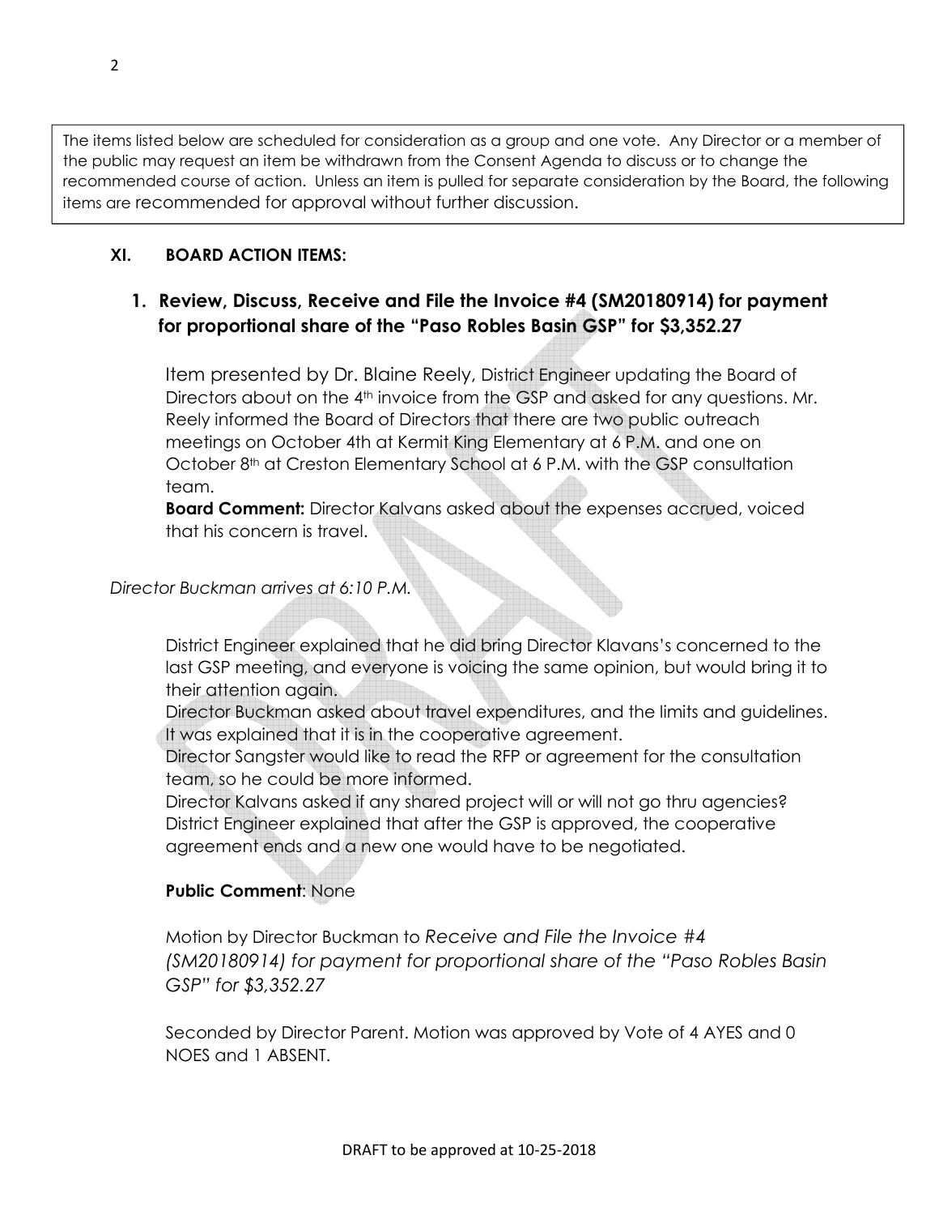The items listed below are scheduled for consideration as a group and one vote. Any Director or a member of the public may request an item be withdrawn from the Consent Agenda to discuss or to change the recommended course of action. Unless an item is pulled for separate consideration by the Board, the following items are recommended for approval without further discussion.

## XI. BOARD ACTION ITEMS:

### 1. Review, Discuss, Receive and File the Invoice #4 (SM20180914) for payment for proportional share of the "Paso Robles Basin GSP" for $3,352.27

Item presented by Dr. Blaine Reely, District Engineer updating the Board of Directors about on the 4th invoice from the GSP and asked for any questions. Mr. Reely informed the Board of Directors that there are two public outreach meetings on October 4th at Kermit King Elementary at 6 P.M. and one on October 8th at Creston Elementary School at 6 P.M. with the GSP consultation team.

**Board Comment:** Director Kalvans asked about the expenses accrued, voiced that his concern is travel.

*Director Buckman arrives at 6:10 P.M.*

District Engineer explained that he did bring Director Klavans's concerned to the last GSP meeting, and everyone is voicing the same opinion, but would bring it to their attention again.

Director Buckman asked about travel expenditures, and the limits and guidelines. It was explained that it is in the cooperative agreement.

Director Sangster would like to read the RFP or agreement for the consultation team, so he could be more informed.

Director Kalvans asked if any shared project will or will not go thru agencies? District Engineer explained that after the GSP is approved, the cooperative agreement ends and a new one would have to be negotiated.

**Public Comment**: None

Motion by Director Buckman to *Receive and File the Invoice #4 (SM20180914) for payment for proportional share of the "Paso Robles Basin GSP" for $3,352.27*

Seconded by Director Parent. Motion was approved by Vote of 4 AYES and 0 NOES and 1 ABSENT.

DRAFT to be approved at 10-25-2018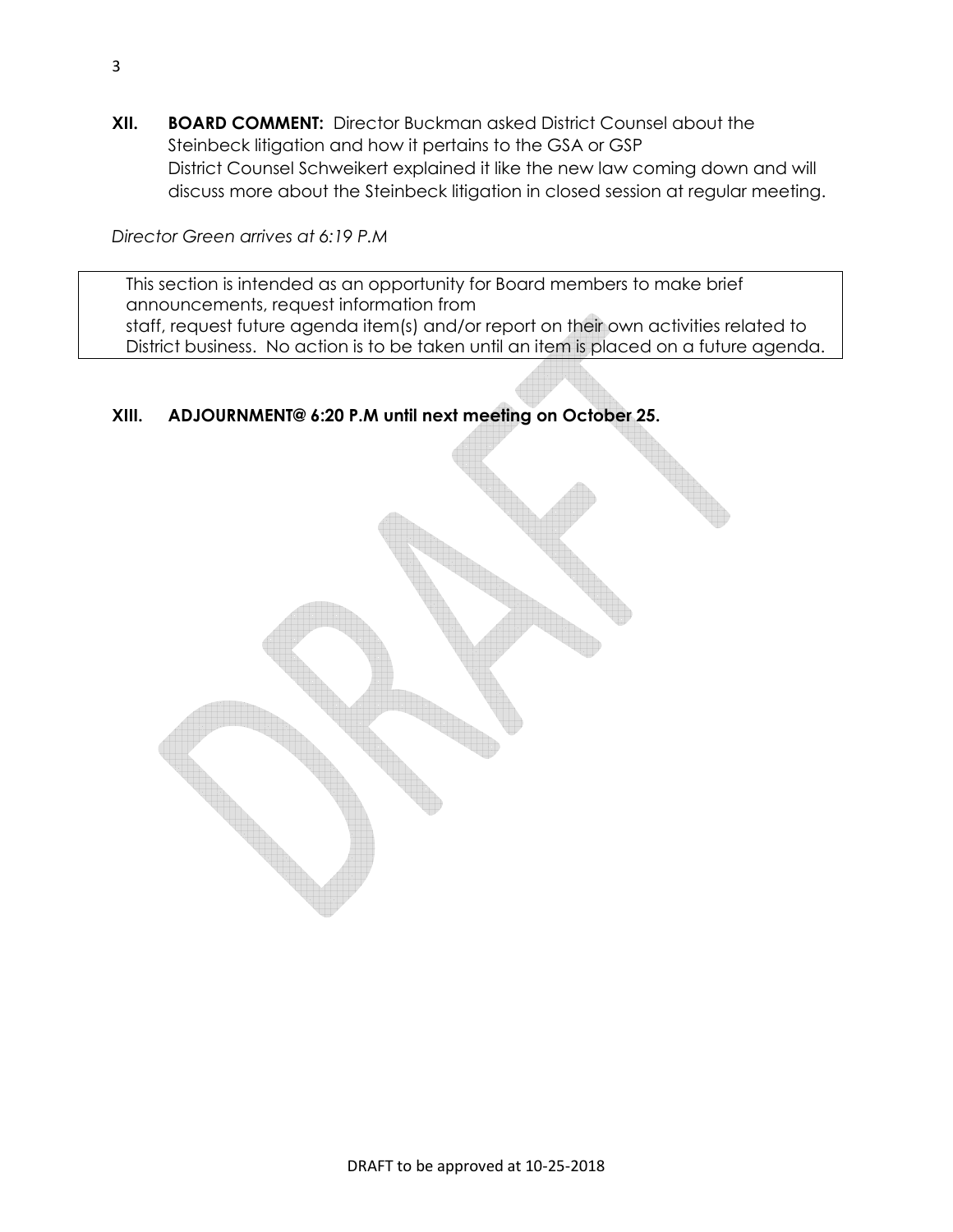**XII. BOARD COMMENT:** Director Buckman asked District Counsel about the Steinbeck litigation and how it pertains to the GSA or GSP
District Counsel Schweikert explained it like the new law coming down and will discuss more about the Steinbeck litigation in closed session at regular meeting.

*Director Green arrives at 6:19 P.M*

This section is intended as an opportunity for Board members to make brief announcements, request information from
staff, request future agenda item(s) and/or report on their own activities related to District business. No action is to be taken until an item is placed on a future agenda.

**XIII. ADJOURNMENT@ 6:20 P.M until next meeting on October 25.**

DRAFT to be approved at 10-25-2018